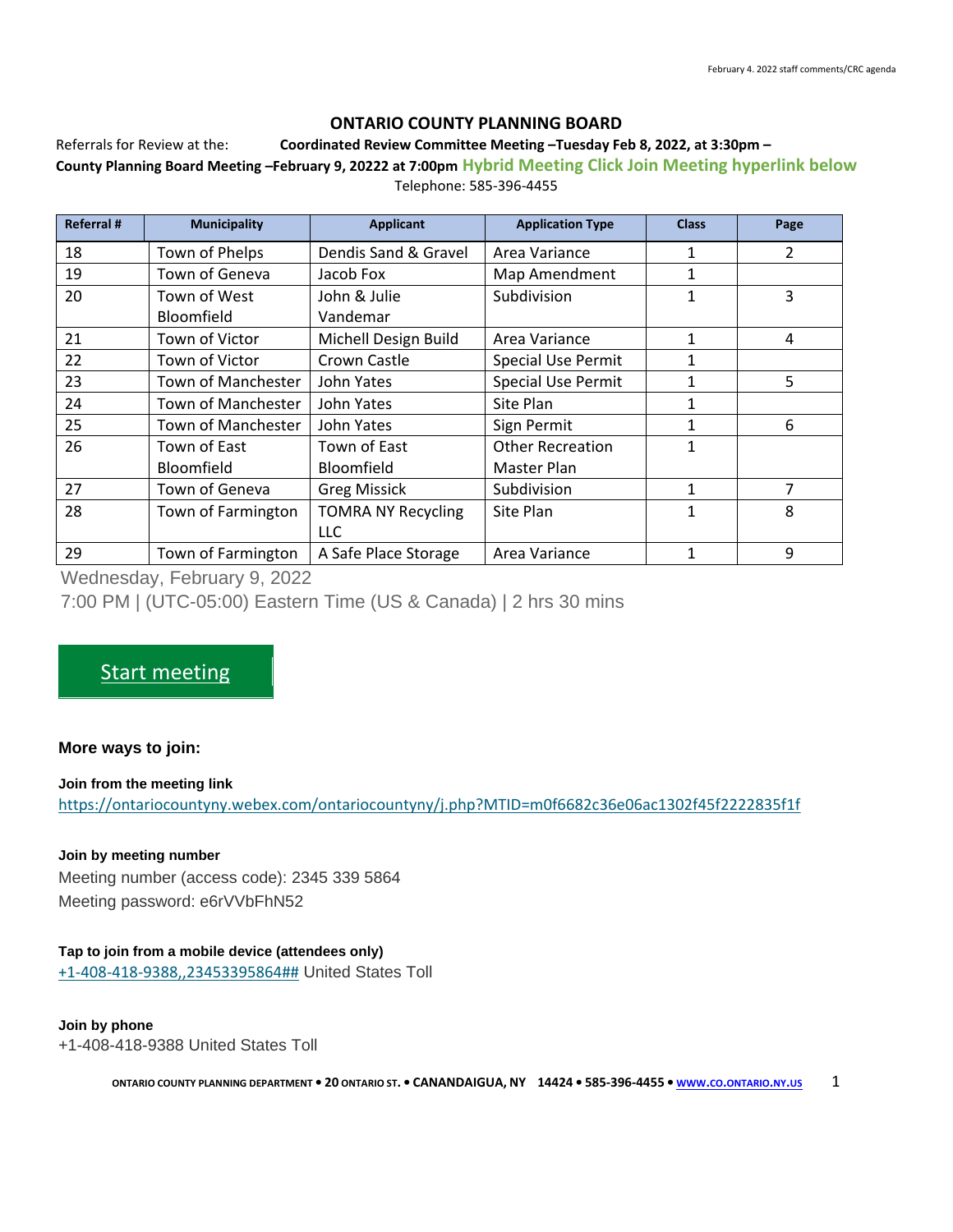February 4. 2022 staff comments/CRC agenda

## ONTARIO COUNTY PLANNING BOARD

Referrals for Review at the: **Coordinated Review Committee Meeting –Tuesday Feb 8, 2022, at 3:30pm –**
**County Planning Board Meeting –February 9, 20222 at 7:00pm** **Hybrid Meeting Click Join Meeting hyperlink below**

Telephone: 585-396-4455

| Referral # | Municipality | Applicant | Application Type | Class | Page |
|---|---|---|---|---|---|
| 18 | Town of Phelps | Dendis Sand & Gravel | Area Variance | 1 | 2 |
| 19 | Town of Geneva | Jacob Fox | Map Amendment | 1 | |
| 20 | Town of West Bloomfield | John & Julie Vandemar | Subdivision | 1 | 3 |
| 21 | Town of Victor | Michell Design Build | Area Variance | 1 | 4 |
| 22 | Town of Victor | Crown Castle | Special Use Permit | 1 | |
| 23 | Town of Manchester | John Yates | Special Use Permit | 1 | 5 |
| 24 | Town of Manchester | John Yates | Site Plan | 1 | |
| 25 | Town of Manchester | John Yates | Sign Permit | 1 | 6 |
| 26 | Town of East Bloomfield | Town of East Bloomfield | Other Recreation Master Plan | 1 | |
| 27 | Town of Geneva | Greg Missick | Subdivision | 1 | 7 |
| 28 | Town of Farmington | TOMRA NY Recycling LLC | Site Plan | 1 | 8 |
| 29 | Town of Farmington | A Safe Place Storage | Area Variance | 1 | 9 |

Wednesday, February 9, 2022

7:00 PM | (UTC-05:00) Eastern Time (US & Canada) | 2 hrs 30 mins

Start meeting

**More ways to join:**

**Join from the meeting link**
https://ontariocountyny.webex.com/ontariocountyny/j.php?MTID=m0f6682c36e06ac1302f45f2222835f1f

**Join by meeting number**
Meeting number (access code): 2345 339 5864
Meeting password: e6rVVbFhN52

**Tap to join from a mobile device (attendees only)**
+1-408-418-9388,,23453395864## United States Toll

**Join by phone**
+1-408-418-9388 United States Toll

ONTARIO COUNTY PLANNING DEPARTMENT • 20 ONTARIO ST. • CANANDAIGUA, NY 14424 • 585-396-4455 • WWW.CO.ONTARIO.NY.US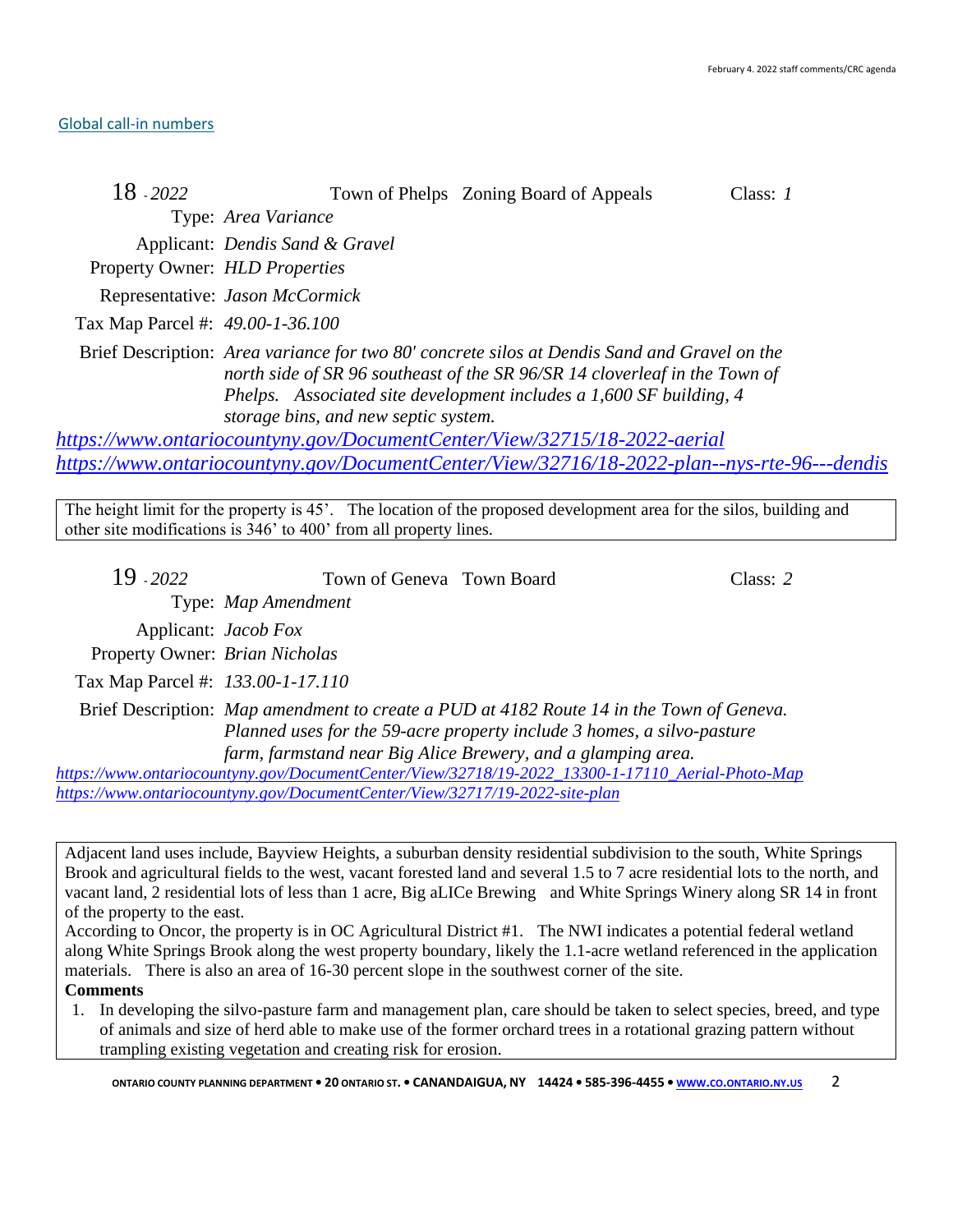[Global call-in numbers](#)

**18** - *2022* Town of Phelps Zoning Board of Appeals Class: *1*

Type: *Area Variance*

Applicant: *Dendis Sand & Gravel*

Property Owner: *HLD Properties*

Representative: *Jason McCormick*

Tax Map Parcel #: *49.00-1-36.100*

Brief Description: *Area variance for two 80' concrete silos at Dendis Sand and Gravel on the north side of SR 96 southeast of the SR 96/SR 14 cloverleaf in the Town of Phelps. Associated site development includes a 1,600 SF building, 4 storage bins, and new septic system.*

*https://www.ontariocountyny.gov/DocumentCenter/View/32715/18-2022-aerial*
*https://www.ontariocountyny.gov/DocumentCenter/View/32716/18-2022-plan--nys-rte-96---dendis*

The height limit for the property is 45'. The location of the proposed development area for the silos, building and other site modifications is 346' to 400' from all property lines.

**19** - *2022* Town of Geneva Town Board Class: *2*

Type: *Map Amendment*

Applicant: *Jacob Fox*

Property Owner: *Brian Nicholas*

Tax Map Parcel #: *133.00-1-17.110*

Brief Description: *Map amendment to create a PUD at 4182 Route 14 in the Town of Geneva. Planned uses for the 59-acre property include 3 homes, a silvo-pasture farm, farmstand near Big Alice Brewery, and a glamping area.*

*https://www.ontariocountyny.gov/DocumentCenter/View/32718/19-2022_13300-1-17110_Aerial-Photo-Map*
*https://www.ontariocountyny.gov/DocumentCenter/View/32717/19-2022-site-plan*

Adjacent land uses include, Bayview Heights, a suburban density residential subdivision to the south, White Springs Brook and agricultural fields to the west, vacant forested land and several 1.5 to 7 acre residential lots to the north, and vacant land, 2 residential lots of less than 1 acre, Big aLICe Brewing and White Springs Winery along SR 14 in front of the property to the east.

According to Oncor, the property is in OC Agricultural District #1. The NWI indicates a potential federal wetland along White Springs Brook along the west property boundary, likely the 1.1-acre wetland referenced in the application materials. There is also an area of 16-30 percent slope in the southwest corner of the site.

**Comments**

1. In developing the silvo-pasture farm and management plan, care should be taken to select species, breed, and type of animals and size of herd able to make use of the former orchard trees in a rotational grazing pattern without trampling existing vegetation and creating risk for erosion.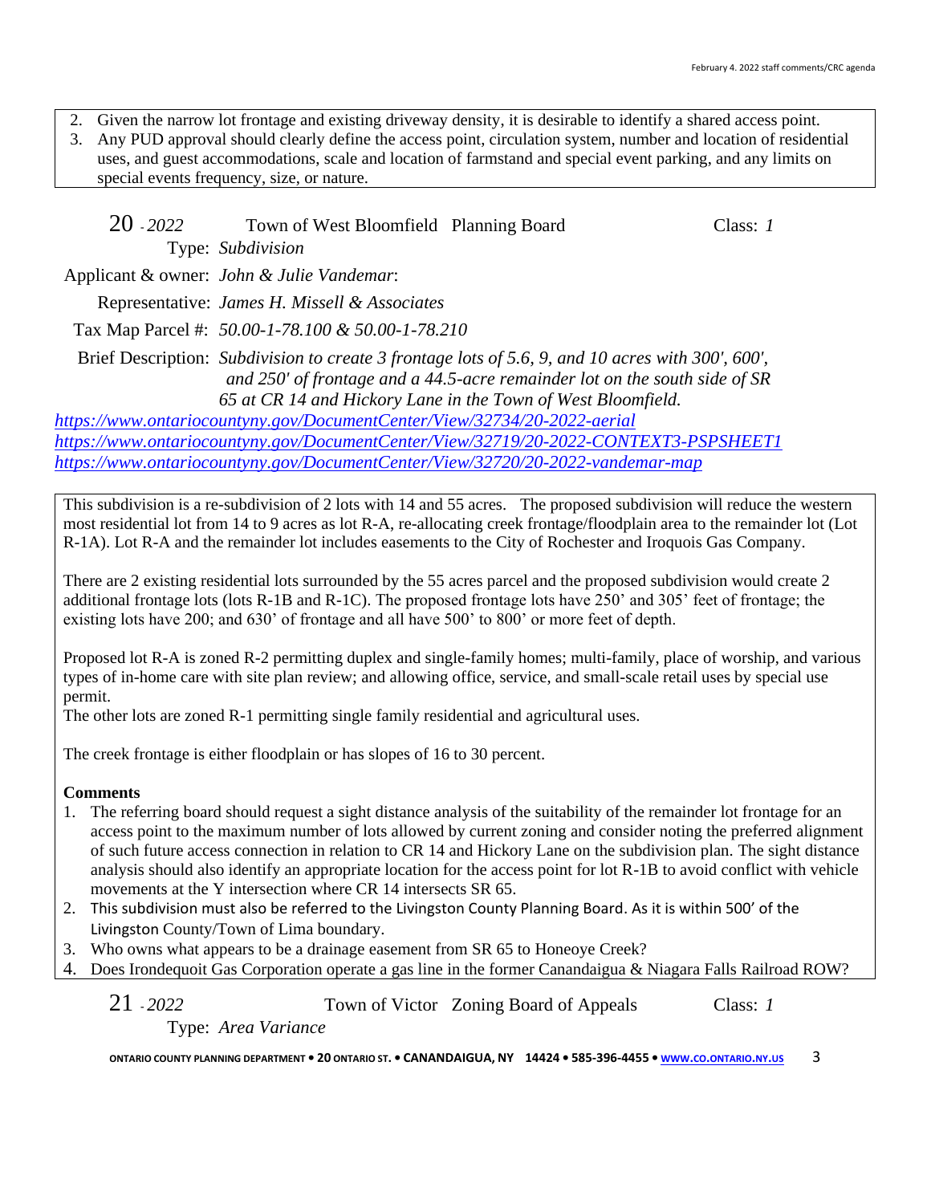2. Given the narrow lot frontage and existing driveway density, it is desirable to identify a shared access point.
3. Any PUD approval should clearly define the access point, circulation system, number and location of residential uses, and guest accommodations, scale and location of farmstand and special event parking, and any limits on special events frequency, size, or nature.

20 - *2022* Town of West Bloomfield Planning Board Class: *1*

Type: *Subdivision*

Applicant & owner: *John & Julie Vandemar*:

Representative: *James H. Missell & Associates*

Tax Map Parcel #: *50.00-1-78.100 & 50.00-1-78.210*

Brief Description: *Subdivision to create 3 frontage lots of 5.6, 9, and 10 acres with 300', 600', and 250' of frontage and a 44.5-acre remainder lot on the south side of SR 65 at CR 14 and Hickory Lane in the Town of West Bloomfield.*

*https://www.ontariocountyny.gov/DocumentCenter/View/32734/20-2022-aerial*
*https://www.ontariocountyny.gov/DocumentCenter/View/32719/20-2022-CONTEXT3-PSPSHEET1*
*https://www.ontariocountyny.gov/DocumentCenter/View/32720/20-2022-vandemar-map*

This subdivision is a re-subdivision of 2 lots with 14 and 55 acres. The proposed subdivision will reduce the western most residential lot from 14 to 9 acres as lot R-A, re-allocating creek frontage/floodplain area to the remainder lot (Lot R-1A). Lot R-A and the remainder lot includes easements to the City of Rochester and Iroquois Gas Company.

There are 2 existing residential lots surrounded by the 55 acres parcel and the proposed subdivision would create 2 additional frontage lots (lots R-1B and R-1C). The proposed frontage lots have 250' and 305' feet of frontage; the existing lots have 200; and 630' of frontage and all have 500' to 800' or more feet of depth.

Proposed lot R-A is zoned R-2 permitting duplex and single-family homes; multi-family, place of worship, and various types of in-home care with site plan review; and allowing office, service, and small-scale retail uses by special use permit.
The other lots are zoned R-1 permitting single family residential and agricultural uses.

The creek frontage is either floodplain or has slopes of 16 to 30 percent.

**Comments**

1. The referring board should request a sight distance analysis of the suitability of the remainder lot frontage for an access point to the maximum number of lots allowed by current zoning and consider noting the preferred alignment of such future access connection in relation to CR 14 and Hickory Lane on the subdivision plan. The sight distance analysis should also identify an appropriate location for the access point for lot R-1B to avoid conflict with vehicle movements at the Y intersection where CR 14 intersects SR 65.
2. This subdivision must also be referred to the Livingston County Planning Board. As it is within 500' of the Livingston County/Town of Lima boundary.
3. Who owns what appears to be a drainage easement from SR 65 to Honeoye Creek?
4. Does Irondequoit Gas Corporation operate a gas line in the former Canandaigua & Niagara Falls Railroad ROW?

21 - *2022* Town of Victor Zoning Board of Appeals Class: *1*

Type: *Area Variance*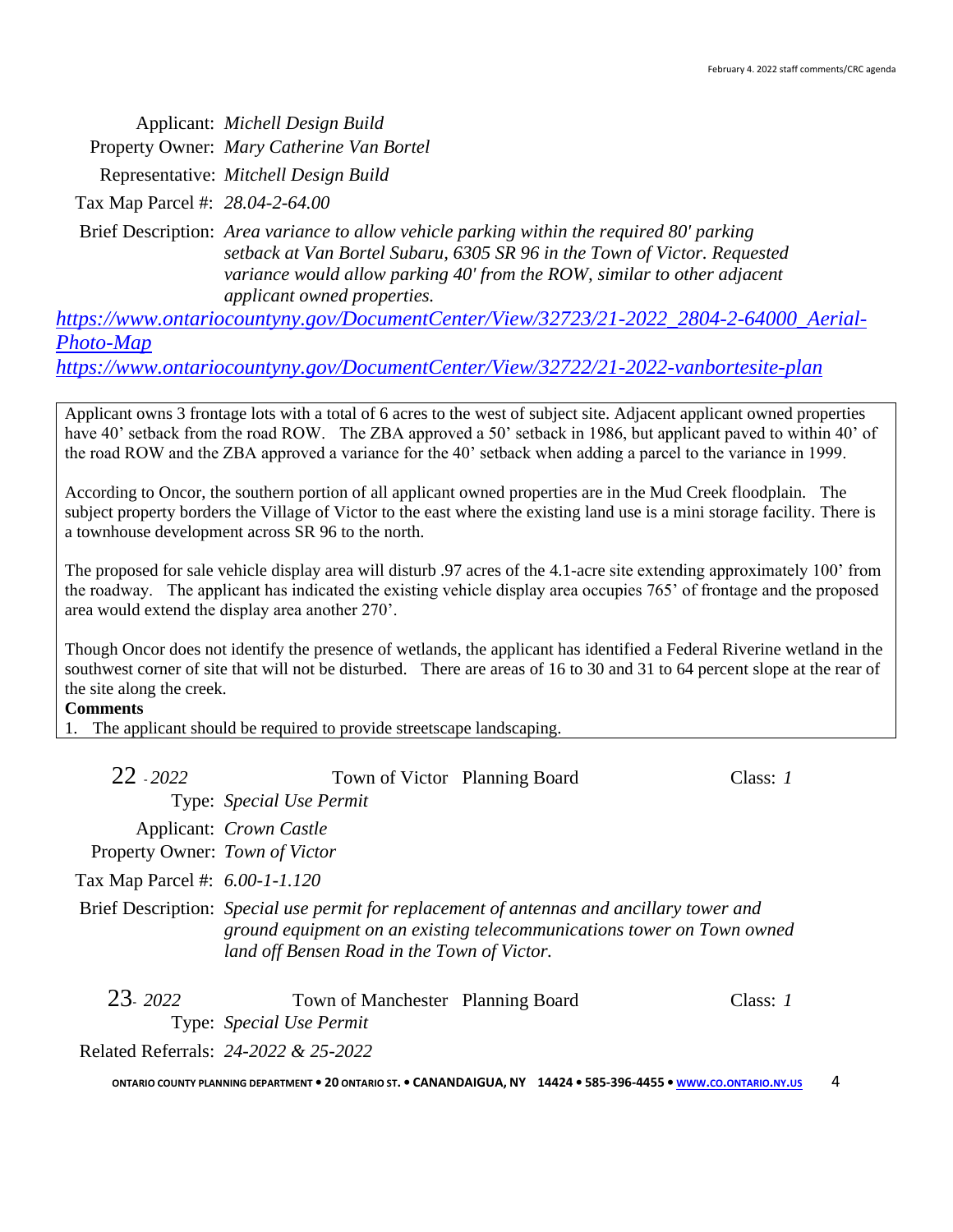Applicant: *Michell Design Build*

Property Owner: *Mary Catherine Van Bortel*

Representative: *Mitchell Design Build*

Tax Map Parcel #: *28.04-2-64.00*

Brief Description: *Area variance to allow vehicle parking within the required 80' parking setback at Van Bortel Subaru, 6305 SR 96 in the Town of Victor. Requested variance would allow parking 40' from the ROW, similar to other adjacent applicant owned properties.*

*https://www.ontariocountyny.gov/DocumentCenter/View/32723/21-2022_2804-2-64000_Aerial-Photo-Map*

*https://www.ontariocountyny.gov/DocumentCenter/View/32722/21-2022-vanbortesite-plan*

Applicant owns 3 frontage lots with a total of 6 acres to the west of subject site. Adjacent applicant owned properties have 40' setback from the road ROW. The ZBA approved a 50' setback in 1986, but applicant paved to within 40' of the road ROW and the ZBA approved a variance for the 40' setback when adding a parcel to the variance in 1999.

According to Oncor, the southern portion of all applicant owned properties are in the Mud Creek floodplain. The subject property borders the Village of Victor to the east where the existing land use is a mini storage facility. There is a townhouse development across SR 96 to the north.

The proposed for sale vehicle display area will disturb .97 acres of the 4.1-acre site extending approximately 100' from the roadway. The applicant has indicated the existing vehicle display area occupies 765' of frontage and the proposed area would extend the display area another 270'.

Though Oncor does not identify the presence of wetlands, the applicant has identified a Federal Riverine wetland in the southwest corner of site that will not be disturbed. There are areas of 16 to 30 and 31 to 64 percent slope at the rear of the site along the creek.

**Comments**

1. The applicant should be required to provide streetscape landscaping.

22 - *2022* Town of Victor Planning Board Class: *1*

Type: *Special Use Permit*

Applicant: *Crown Castle*

Property Owner: *Town of Victor*

Tax Map Parcel #: *6.00-1-1.120*

Brief Description: *Special use permit for replacement of antennas and ancillary tower and ground equipment on an existing telecommunications tower on Town owned land off Bensen Road in the Town of Victor.*

23- *2022* Town of Manchester Planning Board Class: *1*

Type: *Special Use Permit*

Related Referrals: *24-2022 & 25-2022*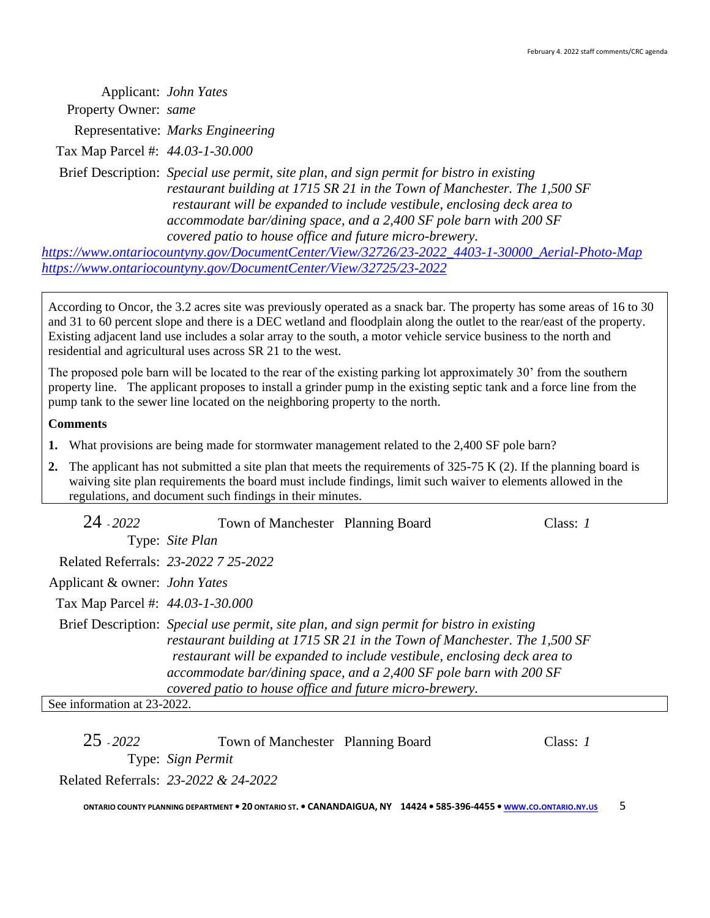Applicant: *John Yates*

Property Owner: *same*

Representative: *Marks Engineering*

Tax Map Parcel #: *44.03-1-30.000*

Brief Description: *Special use permit, site plan, and sign permit for bistro in existing restaurant building at 1715 SR 21 in the Town of Manchester. The 1,500 SF restaurant will be expanded to include vestibule, enclosing deck area to accommodate bar/dining space, and a 2,400 SF pole barn with 200 SF covered patio to house office and future micro-brewery.*

https://www.ontariocountyny.gov/DocumentCenter/View/32726/23-2022_4403-1-30000_Aerial-Photo-Map
https://www.ontariocountyny.gov/DocumentCenter/View/32725/23-2022

According to Oncor, the 3.2 acres site was previously operated as a snack bar. The property has some areas of 16 to 30 and 31 to 60 percent slope and there is a DEC wetland and floodplain along the outlet to the rear/east of the property. Existing adjacent land use includes a solar array to the south, a motor vehicle service business to the north and residential and agricultural uses across SR 21 to the west.

The proposed pole barn will be located to the rear of the existing parking lot approximately 30' from the southern property line. The applicant proposes to install a grinder pump in the existing septic tank and a force line from the pump tank to the sewer line located on the neighboring property to the north.

**Comments**

1. What provisions are being made for stormwater management related to the 2,400 SF pole barn?
2. The applicant has not submitted a site plan that meets the requirements of 325-75 K (2). If the planning board is waiving site plan requirements the board must include findings, limit such waiver to elements allowed in the regulations, and document such findings in their minutes.

**24 - *2022*** Town of Manchester Planning Board Class: *1*

Type: *Site Plan*

Related Referrals: *23-2022 7 25-2022*

Applicant & owner: *John Yates*

Tax Map Parcel #: *44.03-1-30.000*

Brief Description: *Special use permit, site plan, and sign permit for bistro in existing restaurant building at 1715 SR 21 in the Town of Manchester. The 1,500 SF restaurant will be expanded to include vestibule, enclosing deck area to accommodate bar/dining space, and a 2,400 SF pole barn with 200 SF covered patio to house office and future micro-brewery.*

See information at 23-2022.

**25 - *2022*** Town of Manchester Planning Board Class: *1*

Type: *Sign Permit*

Related Referrals: *23-2022 & 24-2022*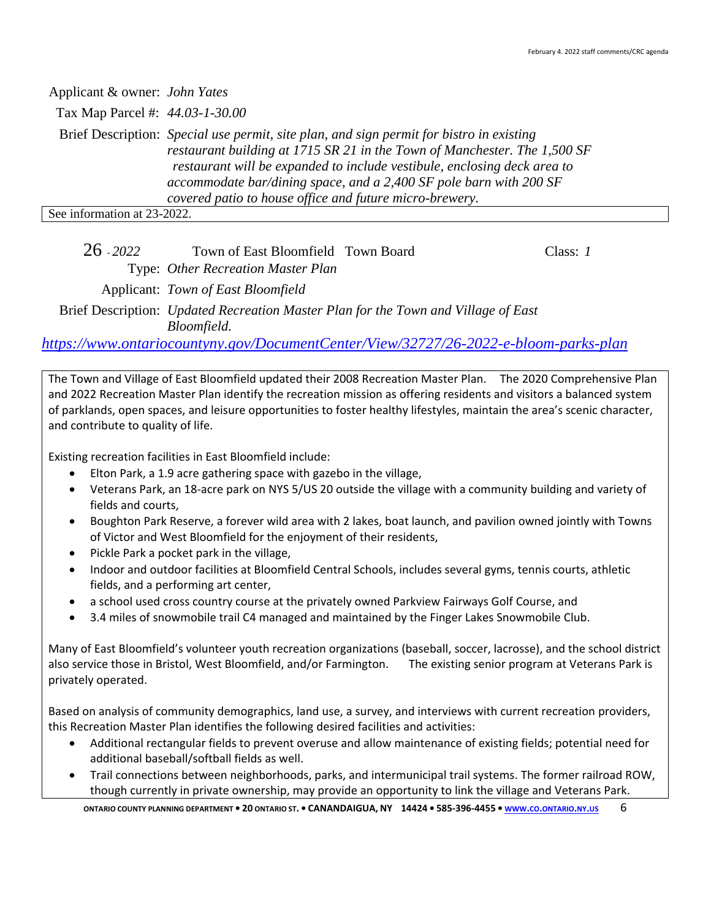Applicant & owner: *John Yates*

Tax Map Parcel #: *44.03-1-30.00*

Brief Description: *Special use permit, site plan, and sign permit for bistro in existing restaurant building at 1715 SR 21 in the Town of Manchester. The 1,500 SF restaurant will be expanded to include vestibule, enclosing deck area to accommodate bar/dining space, and a 2,400 SF pole barn with 200 SF covered patio to house office and future micro-brewery.*

See information at 23-2022.

26 - *2022* Town of East Bloomfield Town Board Class: *1*

Type: *Other Recreation Master Plan*

Applicant: *Town of East Bloomfield*

Brief Description: *Updated Recreation Master Plan for the Town and Village of East Bloomfield.*

*https://www.ontariocountyny.gov/DocumentCenter/View/32727/26-2022-e-bloom-parks-plan*

The Town and Village of East Bloomfield updated their 2008 Recreation Master Plan. The 2020 Comprehensive Plan and 2022 Recreation Master Plan identify the recreation mission as offering residents and visitors a balanced system of parklands, open spaces, and leisure opportunities to foster healthy lifestyles, maintain the area's scenic character, and contribute to quality of life.

Existing recreation facilities in East Bloomfield include:

- Elton Park, a 1.9 acre gathering space with gazebo in the village,
- Veterans Park, an 18-acre park on NYS 5/US 20 outside the village with a community building and variety of fields and courts,
- Boughton Park Reserve, a forever wild area with 2 lakes, boat launch, and pavilion owned jointly with Towns of Victor and West Bloomfield for the enjoyment of their residents,
- Pickle Park a pocket park in the village,
- Indoor and outdoor facilities at Bloomfield Central Schools, includes several gyms, tennis courts, athletic fields, and a performing art center,
- a school used cross country course at the privately owned Parkview Fairways Golf Course, and
- 3.4 miles of snowmobile trail C4 managed and maintained by the Finger Lakes Snowmobile Club.

Many of East Bloomfield's volunteer youth recreation organizations (baseball, soccer, lacrosse), and the school district also service those in Bristol, West Bloomfield, and/or Farmington. The existing senior program at Veterans Park is privately operated.

Based on analysis of community demographics, land use, a survey, and interviews with current recreation providers, this Recreation Master Plan identifies the following desired facilities and activities:

- Additional rectangular fields to prevent overuse and allow maintenance of existing fields; potential need for additional baseball/softball fields as well.
- Trail connections between neighborhoods, parks, and intermunicipal trail systems. The former railroad ROW, though currently in private ownership, may provide an opportunity to link the village and Veterans Park.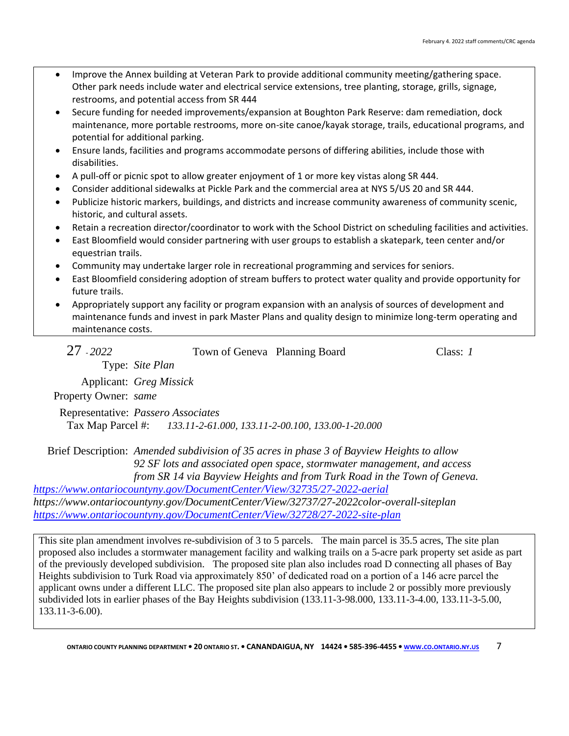- Improve the Annex building at Veteran Park to provide additional community meeting/gathering space. Other park needs include water and electrical service extensions, tree planting, storage, grills, signage, restrooms, and potential access from SR 444
- Secure funding for needed improvements/expansion at Boughton Park Reserve: dam remediation, dock maintenance, more portable restrooms, more on-site canoe/kayak storage, trails, educational programs, and potential for additional parking.
- Ensure lands, facilities and programs accommodate persons of differing abilities, include those with disabilities.
- A pull-off or picnic spot to allow greater enjoyment of 1 or more key vistas along SR 444.
- Consider additional sidewalks at Pickle Park and the commercial area at NYS 5/US 20 and SR 444.
- Publicize historic markers, buildings, and districts and increase community awareness of community scenic, historic, and cultural assets.
- Retain a recreation director/coordinator to work with the School District on scheduling facilities and activities.
- East Bloomfield would consider partnering with user groups to establish a skatepark, teen center and/or equestrian trails.
- Community may undertake larger role in recreational programming and services for seniors.
- East Bloomfield considering adoption of stream buffers to protect water quality and provide opportunity for future trails.
- Appropriately support any facility or program expansion with an analysis of sources of development and maintenance funds and invest in park Master Plans and quality design to minimize long-term operating and maintenance costs.

27 - *2022* Town of Geneva Planning Board Class: *1*

Type: *Site Plan*

Applicant: *Greg Missick*

Property Owner: *same*

Representative: *Passero Associates*

Tax Map Parcel #: *133.11-2-61.000, 133.11-2-00.100, 133.00-1-20.000*

Brief Description: *Amended subdivision of 35 acres in phase 3 of Bayview Heights to allow 92 SF lots and associated open space, stormwater management, and access from SR 14 via Bayview Heights and from Turk Road in the Town of Geneva.*

*https://www.ontariocountyny.gov/DocumentCenter/View/32735/27-2022-aerial*
*https://www.ontariocountyny.gov/DocumentCenter/View/32737/27-2022color-overall-siteplan*
*https://www.ontariocountyny.gov/DocumentCenter/View/32728/27-2022-site-plan*

This site plan amendment involves re-subdivision of 3 to 5 parcels. The main parcel is 35.5 acres, The site plan proposed also includes a stormwater management facility and walking trails on a 5-acre park property set aside as part of the previously developed subdivision. The proposed site plan also includes road D connecting all phases of Bay Heights subdivision to Turk Road via approximately 850' of dedicated road on a portion of a 146 acre parcel the applicant owns under a different LLC. The proposed site plan also appears to include 2 or possibly more previously subdivided lots in earlier phases of the Bay Heights subdivision (133.11-3-98.000, 133.11-3-4.00, 133.11-3-5.00, 133.11-3-6.00).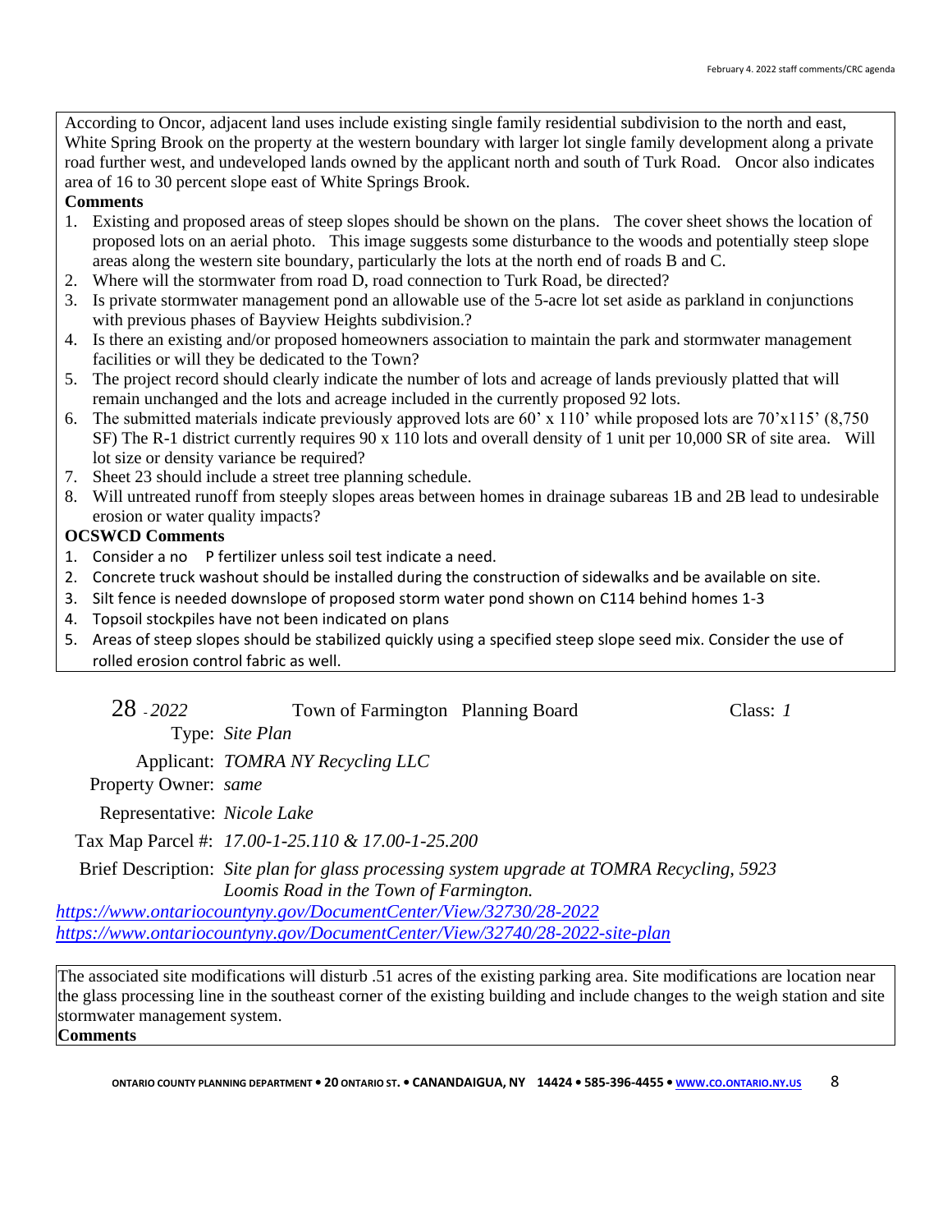According to Oncor, adjacent land uses include existing single family residential subdivision to the north and east, White Spring Brook on the property at the western boundary with larger lot single family development along a private road further west, and undeveloped lands owned by the applicant north and south of Turk Road. Oncor also indicates area of 16 to 30 percent slope east of White Springs Brook.

**Comments**

1. Existing and proposed areas of steep slopes should be shown on the plans. The cover sheet shows the location of proposed lots on an aerial photo. This image suggests some disturbance to the woods and potentially steep slope areas along the western site boundary, particularly the lots at the north end of roads B and C.
2. Where will the stormwater from road D, road connection to Turk Road, be directed?
3. Is private stormwater management pond an allowable use of the 5-acre lot set aside as parkland in conjunctions with previous phases of Bayview Heights subdivision.?
4. Is there an existing and/or proposed homeowners association to maintain the park and stormwater management facilities or will they be dedicated to the Town?
5. The project record should clearly indicate the number of lots and acreage of lands previously platted that will remain unchanged and the lots and acreage included in the currently proposed 92 lots.
6. The submitted materials indicate previously approved lots are 60' x 110' while proposed lots are 70'x115' (8,750 SF) The R-1 district currently requires 90 x 110 lots and overall density of 1 unit per 10,000 SR of site area. Will lot size or density variance be required?
7. Sheet 23 should include a street tree planning schedule.
8. Will untreated runoff from steeply slopes areas between homes in drainage subareas 1B and 2B lead to undesirable erosion or water quality impacts?

**OCSWCD Comments**

1. Consider a no P fertilizer unless soil test indicate a need.
2. Concrete truck washout should be installed during the construction of sidewalks and be available on site.
3. Silt fence is needed downslope of proposed storm water pond shown on C114 behind homes 1-3
4. Topsoil stockpiles have not been indicated on plans
5. Areas of steep slopes should be stabilized quickly using a specified steep slope seed mix. Consider the use of rolled erosion control fabric as well.

28 - *2022* Town of Farmington Planning Board Class: *1*

Type: *Site Plan*

Applicant: *TOMRA NY Recycling LLC*

Property Owner: *same*

Representative: *Nicole Lake*

Tax Map Parcel #: *17.00-1-25.110 & 17.00-1-25.200*

Brief Description: *Site plan for glass processing system upgrade at TOMRA Recycling, 5923 Loomis Road in the Town of Farmington.*

*https://www.ontariocountyny.gov/DocumentCenter/View/32730/28-2022*
*https://www.ontariocountyny.gov/DocumentCenter/View/32740/28-2022-site-plan*

The associated site modifications will disturb .51 acres of the existing parking area. Site modifications are location near the glass processing line in the southeast corner of the existing building and include changes to the weigh station and site stormwater management system.

**Comments**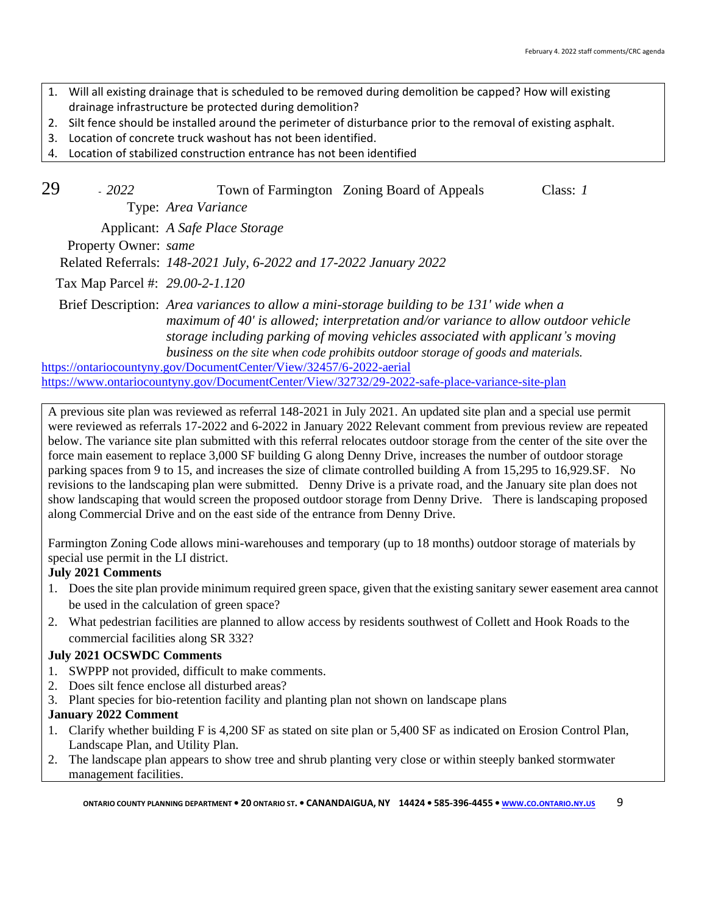1. Will all existing drainage that is scheduled to be removed during demolition be capped? How will existing drainage infrastructure be protected during demolition?
2. Silt fence should be installed around the perimeter of disturbance prior to the removal of existing asphalt.
3. Location of concrete truck washout has not been identified.
4. Location of stabilized construction entrance has not been identified

29 - *2022* Town of Farmington Zoning Board of Appeals Class: *1*

Type: *Area Variance*

Applicant: *A Safe Place Storage*

Property Owner: *same*

Related Referrals: *148-2021 July, 6-2022 and 17-2022 January 2022*

Tax Map Parcel #: *29.00-2-1.120*

Brief Description: *Area variances to allow a mini-storage building to be 131' wide when a maximum of 40' is allowed; interpretation and/or variance to allow outdoor vehicle storage including parking of moving vehicles associated with applicant's moving business on the site when code prohibits outdoor storage of goods and materials.*

https://ontariocountyny.gov/DocumentCenter/View/32457/6-2022-aerial
https://www.ontariocountyny.gov/DocumentCenter/View/32732/29-2022-safe-place-variance-site-plan

A previous site plan was reviewed as referral 148-2021 in July 2021. An updated site plan and a special use permit were reviewed as referrals 17-2022 and 6-2022 in January 2022 Relevant comment from previous review are repeated below. The variance site plan submitted with this referral relocates outdoor storage from the center of the site over the force main easement to replace 3,000 SF building G along Denny Drive, increases the number of outdoor storage parking spaces from 9 to 15, and increases the size of climate controlled building A from 15,295 to 16,929.SF. No revisions to the landscaping plan were submitted. Denny Drive is a private road, and the January site plan does not show landscaping that would screen the proposed outdoor storage from Denny Drive. There is landscaping proposed along Commercial Drive and on the east side of the entrance from Denny Drive.

Farmington Zoning Code allows mini-warehouses and temporary (up to 18 months) outdoor storage of materials by special use permit in the LI district.

**July 2021 Comments**

1. Does the site plan provide minimum required green space, given that the existing sanitary sewer easement area cannot be used in the calculation of green space?
2. What pedestrian facilities are planned to allow access by residents southwest of Collett and Hook Roads to the commercial facilities along SR 332?

**July 2021 OCSWDC Comments**

1. SWPPP not provided, difficult to make comments.
2. Does silt fence enclose all disturbed areas?
3. Plant species for bio-retention facility and planting plan not shown on landscape plans

**January 2022 Comment**

1. Clarify whether building F is 4,200 SF as stated on site plan or 5,400 SF as indicated on Erosion Control Plan, Landscape Plan, and Utility Plan.
2. The landscape plan appears to show tree and shrub planting very close or within steeply banked stormwater management facilities.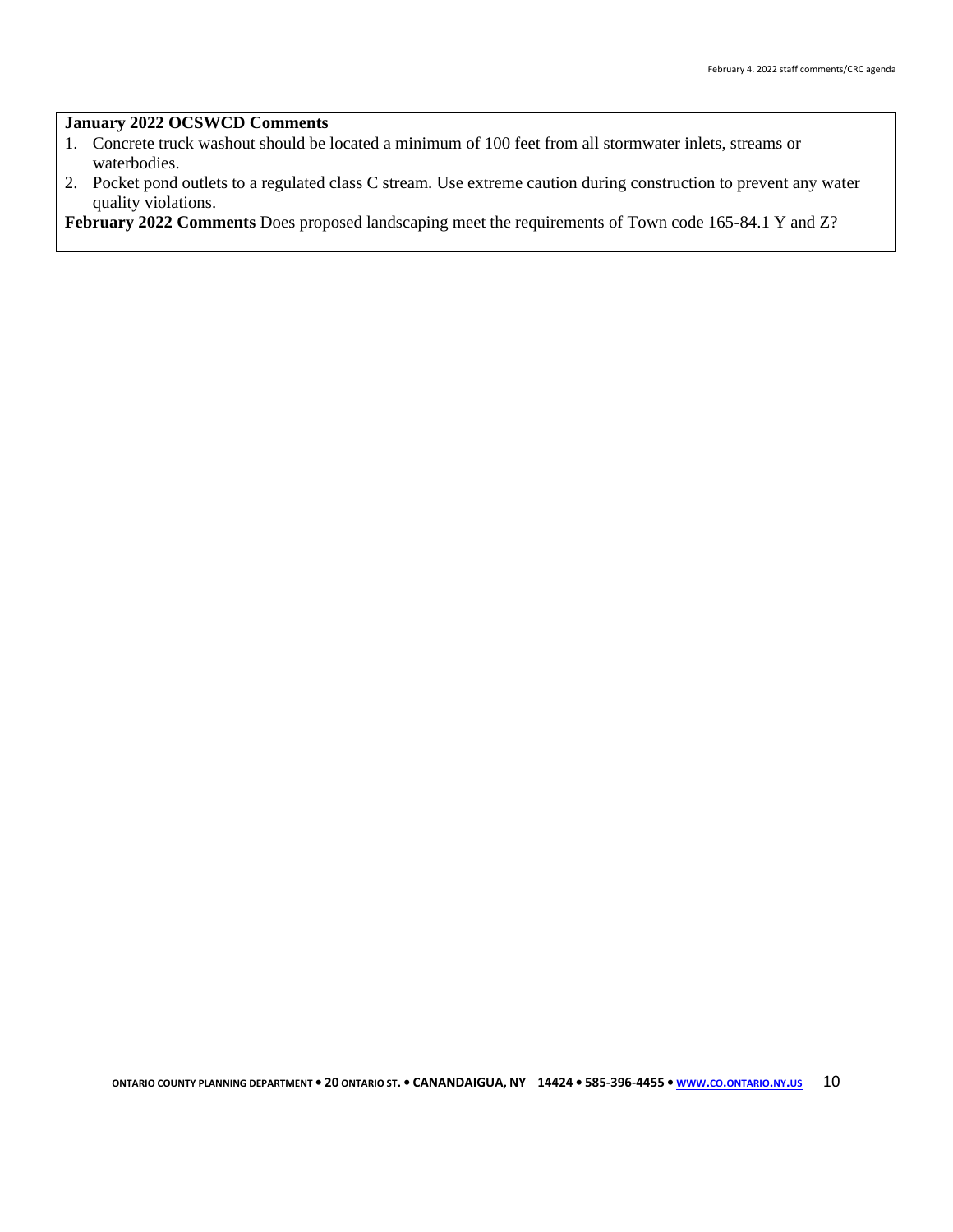**January 2022 OCSWCD Comments**

1. Concrete truck washout should be located a minimum of 100 feet from all stormwater inlets, streams or waterbodies.
2. Pocket pond outlets to a regulated class C stream. Use extreme caution during construction to prevent any water quality violations.

**February 2022 Comments** Does proposed landscaping meet the requirements of Town code 165-84.1 Y and Z?